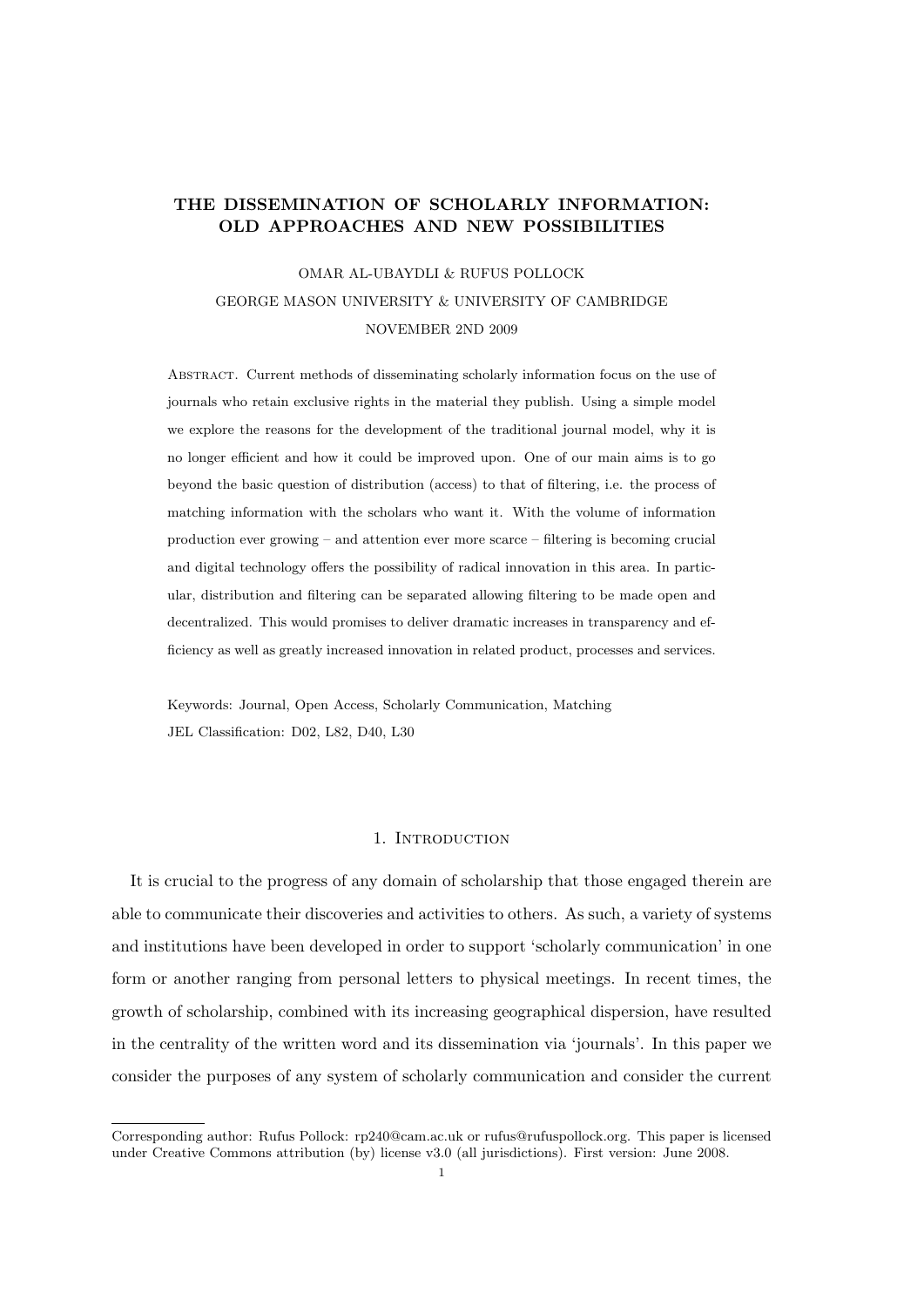# THE DISSEMINATION OF SCHOLARLY INFORMATION: OLD APPROACHES AND NEW POSSIBILITIES

OMAR AL-UBAYDLI & RUFUS POLLOCK

GEORGE MASON UNIVERSITY & UNIVERSITY OF CAMBRIDGE

NOVEMBER 2ND 2009

Abstract. Current methods of disseminating scholarly information focus on the use of journals who retain exclusive rights in the material they publish. Using a simple model we explore the reasons for the development of the traditional journal model, why it is no longer efficient and how it could be improved upon. One of our main aims is to go beyond the basic question of distribution (access) to that of filtering, i.e. the process of matching information with the scholars who want it. With the volume of information production ever growing – and attention ever more scarce – filtering is becoming crucial and digital technology offers the possibility of radical innovation in this area. In particular, distribution and filtering can be separated allowing filtering to be made open and decentralized. This would promises to deliver dramatic increases in transparency and efficiency as well as greatly increased innovation in related product, processes and services.

Keywords: Journal, Open Access, Scholarly Communication, Matching

JEL Classification: D02, L82, D40, L30

## 1. Introduction

It is crucial to the progress of any domain of scholarship that those engaged therein are able to communicate their discoveries and activities to others. As such, a variety of systems and institutions have been developed in order to support 'scholarly communication' in one form or another ranging from personal letters to physical meetings. In recent times, the growth of scholarship, combined with its increasing geographical dispersion, have resulted in the centrality of the written word and its dissemination via 'journals'. In this paper we consider the purposes of any system of scholarly communication and consider the current

Corresponding author: Rufus Pollock: rp240@cam.ac.uk or rufus@rufuspollock.org. This paper is licensed under Creative Commons attribution (by) license v3.0 (all jurisdictions). First version: June 2008.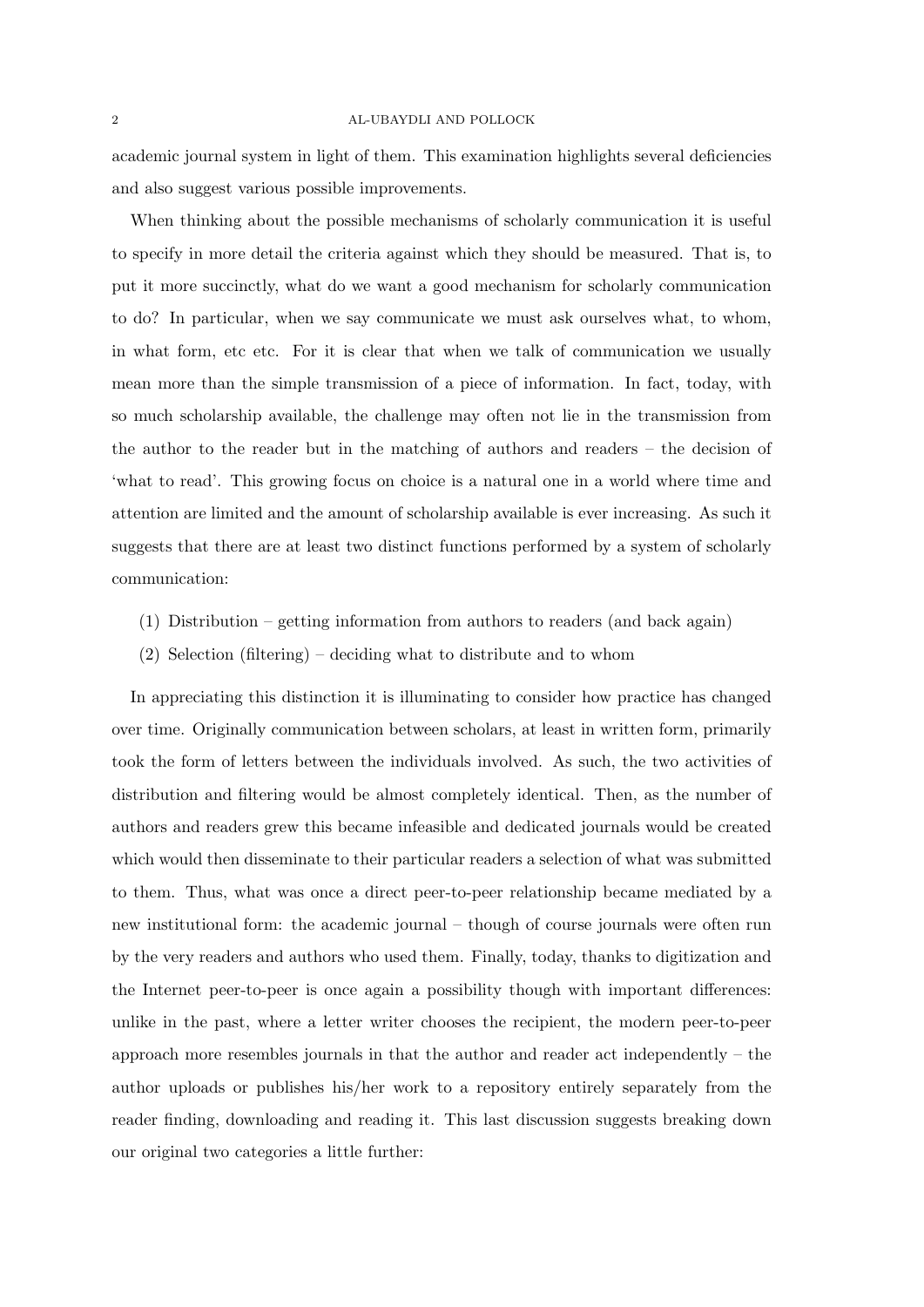academic journal system in light of them. This examination highlights several deficiencies and also suggest various possible improvements.

When thinking about the possible mechanisms of scholarly communication it is useful to specify in more detail the criteria against which they should be measured. That is, to put it more succinctly, what do we want a good mechanism for scholarly communication to do? In particular, when we say communicate we must ask ourselves what, to whom, in what form, etc etc. For it is clear that when we talk of communication we usually mean more than the simple transmission of a piece of information. In fact, today, with so much scholarship available, the challenge may often not lie in the transmission from the author to the reader but in the matching of authors and readers – the decision of 'what to read'. This growing focus on choice is a natural one in a world where time and attention are limited and the amount of scholarship available is ever increasing. As such it suggests that there are at least two distinct functions performed by a system of scholarly communication:

(1) Distribution – getting information from authors to readers (and back again)
(2) Selection (filtering) – deciding what to distribute and to whom

In appreciating this distinction it is illuminating to consider how practice has changed over time. Originally communication between scholars, at least in written form, primarily took the form of letters between the individuals involved. As such, the two activities of distribution and filtering would be almost completely identical. Then, as the number of authors and readers grew this became infeasible and dedicated journals would be created which would then disseminate to their particular readers a selection of what was submitted to them. Thus, what was once a direct peer-to-peer relationship became mediated by a new institutional form: the academic journal – though of course journals were often run by the very readers and authors who used them. Finally, today, thanks to digitization and the Internet peer-to-peer is once again a possibility though with important differences: unlike in the past, where a letter writer chooses the recipient, the modern peer-to-peer approach more resembles journals in that the author and reader act independently – the author uploads or publishes his/her work to a repository entirely separately from the reader finding, downloading and reading it. This last discussion suggests breaking down our original two categories a little further: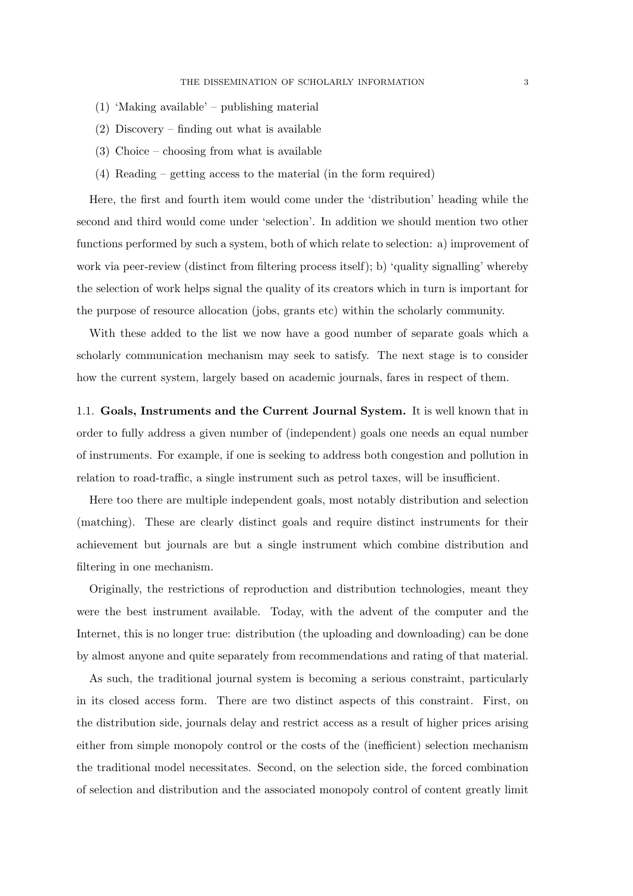(1) 'Making available' – publishing material

(2) Discovery – finding out what is available

(3) Choice – choosing from what is available

(4) Reading – getting access to the material (in the form required)

Here, the first and fourth item would come under the 'distribution' heading while the second and third would come under 'selection'. In addition we should mention two other functions performed by such a system, both of which relate to selection: a) improvement of work via peer-review (distinct from filtering process itself); b) 'quality signalling' whereby the selection of work helps signal the quality of its creators which in turn is important for the purpose of resource allocation (jobs, grants etc) within the scholarly community.

With these added to the list we now have a good number of separate goals which a scholarly communication mechanism may seek to satisfy. The next stage is to consider how the current system, largely based on academic journals, fares in respect of them.

1.1. **Goals, Instruments and the Current Journal System.** It is well known that in order to fully address a given number of (independent) goals one needs an equal number of instruments. For example, if one is seeking to address both congestion and pollution in relation to road-traffic, a single instrument such as petrol taxes, will be insufficient.

Here too there are multiple independent goals, most notably distribution and selection (matching). These are clearly distinct goals and require distinct instruments for their achievement but journals are but a single instrument which combine distribution and filtering in one mechanism.

Originally, the restrictions of reproduction and distribution technologies, meant they were the best instrument available. Today, with the advent of the computer and the Internet, this is no longer true: distribution (the uploading and downloading) can be done by almost anyone and quite separately from recommendations and rating of that material.

As such, the traditional journal system is becoming a serious constraint, particularly in its closed access form. There are two distinct aspects of this constraint. First, on the distribution side, journals delay and restrict access as a result of higher prices arising either from simple monopoly control or the costs of the (inefficient) selection mechanism the traditional model necessitates. Second, on the selection side, the forced combination of selection and distribution and the associated monopoly control of content greatly limit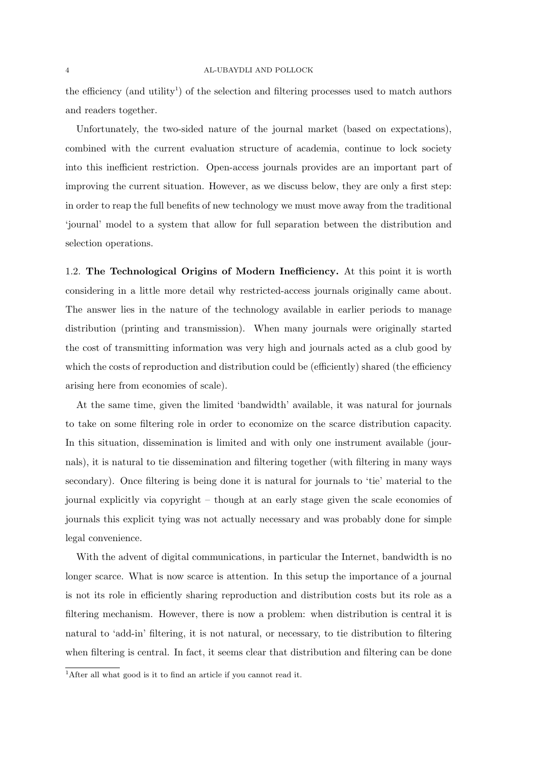the efficiency (and utility[1]) of the selection and filtering processes used to match authors and readers together.

Unfortunately, the two-sided nature of the journal market (based on expectations), combined with the current evaluation structure of academia, continue to lock society into this inefficient restriction. Open-access journals provides are an important part of improving the current situation. However, as we discuss below, they are only a first step: in order to reap the full benefits of new technology we must move away from the traditional 'journal' model to a system that allow for full separation between the distribution and selection operations.

1.2. **The Technological Origins of Modern Inefficiency.** At this point it is worth considering in a little more detail why restricted-access journals originally came about. The answer lies in the nature of the technology available in earlier periods to manage distribution (printing and transmission). When many journals were originally started the cost of transmitting information was very high and journals acted as a club good by which the costs of reproduction and distribution could be (efficiently) shared (the efficiency arising here from economies of scale).

At the same time, given the limited 'bandwidth' available, it was natural for journals to take on some filtering role in order to economize on the scarce distribution capacity. In this situation, dissemination is limited and with only one instrument available (journals), it is natural to tie dissemination and filtering together (with filtering in many ways secondary). Once filtering is being done it is natural for journals to 'tie' material to the journal explicitly via copyright – though at an early stage given the scale economies of journals this explicit tying was not actually necessary and was probably done for simple legal convenience.

With the advent of digital communications, in particular the Internet, bandwidth is no longer scarce. What is now scarce is attention. In this setup the importance of a journal is not its role in efficiently sharing reproduction and distribution costs but its role as a filtering mechanism. However, there is now a problem: when distribution is central it is natural to 'add-in' filtering, it is not natural, or necessary, to tie distribution to filtering when filtering is central. In fact, it seems clear that distribution and filtering can be done

[1] After all what good is it to find an article if you cannot read it.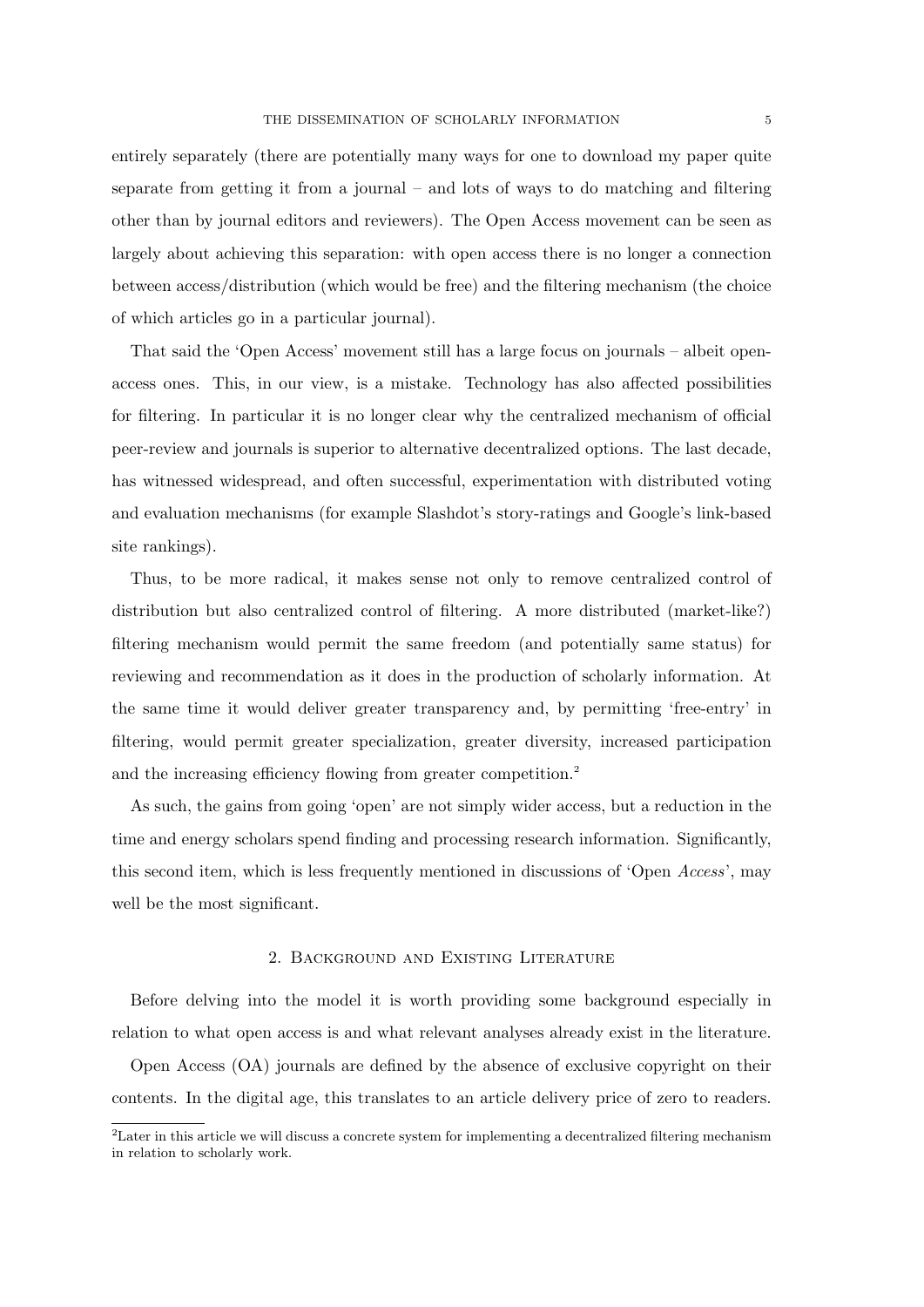entirely separately (there are potentially many ways for one to download my paper quite separate from getting it from a journal – and lots of ways to do matching and filtering other than by journal editors and reviewers). The Open Access movement can be seen as largely about achieving this separation: with open access there is no longer a connection between access/distribution (which would be free) and the filtering mechanism (the choice of which articles go in a particular journal).

That said the 'Open Access' movement still has a large focus on journals – albeit open-access ones. This, in our view, is a mistake. Technology has also affected possibilities for filtering. In particular it is no longer clear why the centralized mechanism of official peer-review and journals is superior to alternative decentralized options. The last decade, has witnessed widespread, and often successful, experimentation with distributed voting and evaluation mechanisms (for example Slashdot's story-ratings and Google's link-based site rankings).

Thus, to be more radical, it makes sense not only to remove centralized control of distribution but also centralized control of filtering. A more distributed (market-like?) filtering mechanism would permit the same freedom (and potentially same status) for reviewing and recommendation as it does in the production of scholarly information. At the same time it would deliver greater transparency and, by permitting 'free-entry' in filtering, would permit greater specialization, greater diversity, increased participation and the increasing efficiency flowing from greater competition.[2]

As such, the gains from going 'open' are not simply wider access, but a reduction in the time and energy scholars spend finding and processing research information. Significantly, this second item, which is less frequently mentioned in discussions of 'Open *Access*', may well be the most significant.

## 2. Background and Existing Literature

Before delving into the model it is worth providing some background especially in relation to what open access is and what relevant analyses already exist in the literature.

Open Access (OA) journals are defined by the absence of exclusive copyright on their contents. In the digital age, this translates to an article delivery price of zero to readers.

[2]Later in this article we will discuss a concrete system for implementing a decentralized filtering mechanism in relation to scholarly work.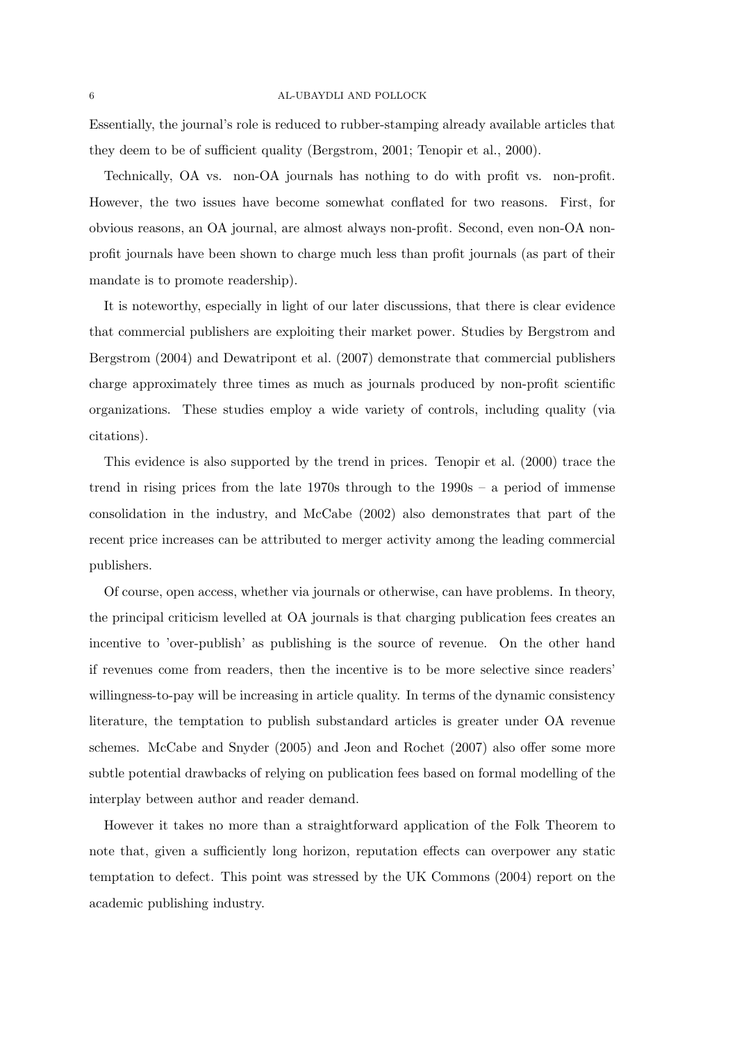Essentially, the journal's role is reduced to rubber-stamping already available articles that they deem to be of sufficient quality (Bergstrom, 2001; Tenopir et al., 2000).

Technically, OA vs. non-OA journals has nothing to do with profit vs. non-profit. However, the two issues have become somewhat conflated for two reasons. First, for obvious reasons, an OA journal, are almost always non-profit. Second, even non-OA non-profit journals have been shown to charge much less than profit journals (as part of their mandate is to promote readership).

It is noteworthy, especially in light of our later discussions, that there is clear evidence that commercial publishers are exploiting their market power. Studies by Bergstrom and Bergstrom (2004) and Dewatripont et al. (2007) demonstrate that commercial publishers charge approximately three times as much as journals produced by non-profit scientific organizations. These studies employ a wide variety of controls, including quality (via citations).

This evidence is also supported by the trend in prices. Tenopir et al. (2000) trace the trend in rising prices from the late 1970s through to the 1990s – a period of immense consolidation in the industry, and McCabe (2002) also demonstrates that part of the recent price increases can be attributed to merger activity among the leading commercial publishers.

Of course, open access, whether via journals or otherwise, can have problems. In theory, the principal criticism levelled at OA journals is that charging publication fees creates an incentive to 'over-publish' as publishing is the source of revenue. On the other hand if revenues come from readers, then the incentive is to be more selective since readers' willingness-to-pay will be increasing in article quality. In terms of the dynamic consistency literature, the temptation to publish substandard articles is greater under OA revenue schemes. McCabe and Snyder (2005) and Jeon and Rochet (2007) also offer some more subtle potential drawbacks of relying on publication fees based on formal modelling of the interplay between author and reader demand.

However it takes no more than a straightforward application of the Folk Theorem to note that, given a sufficiently long horizon, reputation effects can overpower any static temptation to defect. This point was stressed by the UK Commons (2004) report on the academic publishing industry.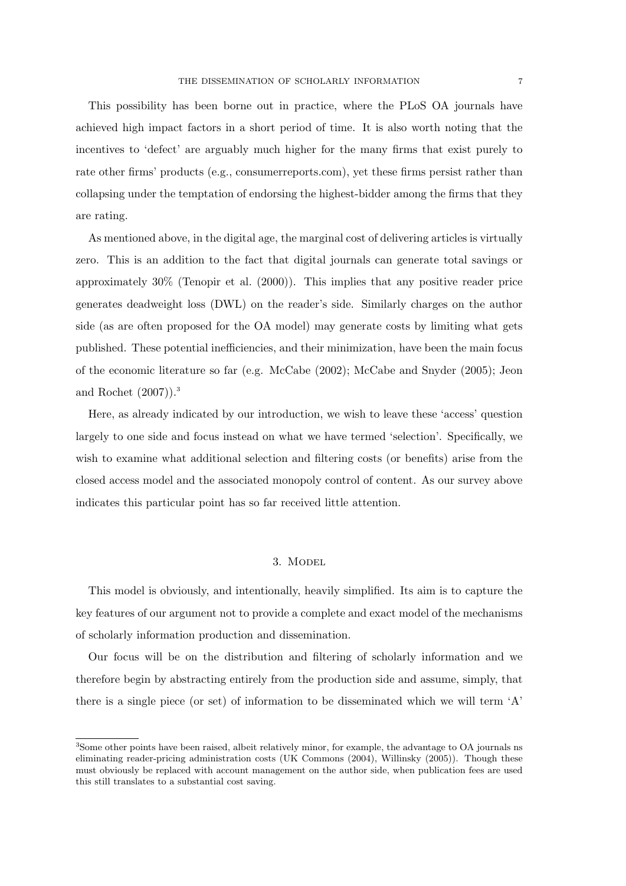This possibility has been borne out in practice, where the PLoS OA journals have achieved high impact factors in a short period of time. It is also worth noting that the incentives to 'defect' are arguably much higher for the many firms that exist purely to rate other firms' products (e.g., consumerreports.com), yet these firms persist rather than collapsing under the temptation of endorsing the highest-bidder among the firms that they are rating.

As mentioned above, in the digital age, the marginal cost of delivering articles is virtually zero. This is an addition to the fact that digital journals can generate total savings or approximately 30% (Tenopir et al. (2000)). This implies that any positive reader price generates deadweight loss (DWL) on the reader's side. Similarly charges on the author side (as are often proposed for the OA model) may generate costs by limiting what gets published. These potential inefficiencies, and their minimization, have been the main focus of the economic literature so far (e.g. McCabe (2002); McCabe and Snyder (2005); Jeon and Rochet (2007)).[3]

Here, as already indicated by our introduction, we wish to leave these 'access' question largely to one side and focus instead on what we have termed 'selection'. Specifically, we wish to examine what additional selection and filtering costs (or benefits) arise from the closed access model and the associated monopoly control of content. As our survey above indicates this particular point has so far received little attention.

## 3. Model

This model is obviously, and intentionally, heavily simplified. Its aim is to capture the key features of our argument not to provide a complete and exact model of the mechanisms of scholarly information production and dissemination.

Our focus will be on the distribution and filtering of scholarly information and we therefore begin by abstracting entirely from the production side and assume, simply, that there is a single piece (or set) of information to be disseminated which we will term 'A'

[3]Some other points have been raised, albeit relatively minor, for example, the advantage to OA journals ns eliminating reader-pricing administration costs (UK Commons (2004), Willinsky (2005)). Though these must obviously be replaced with account management on the author side, when publication fees are used this still translates to a substantial cost saving.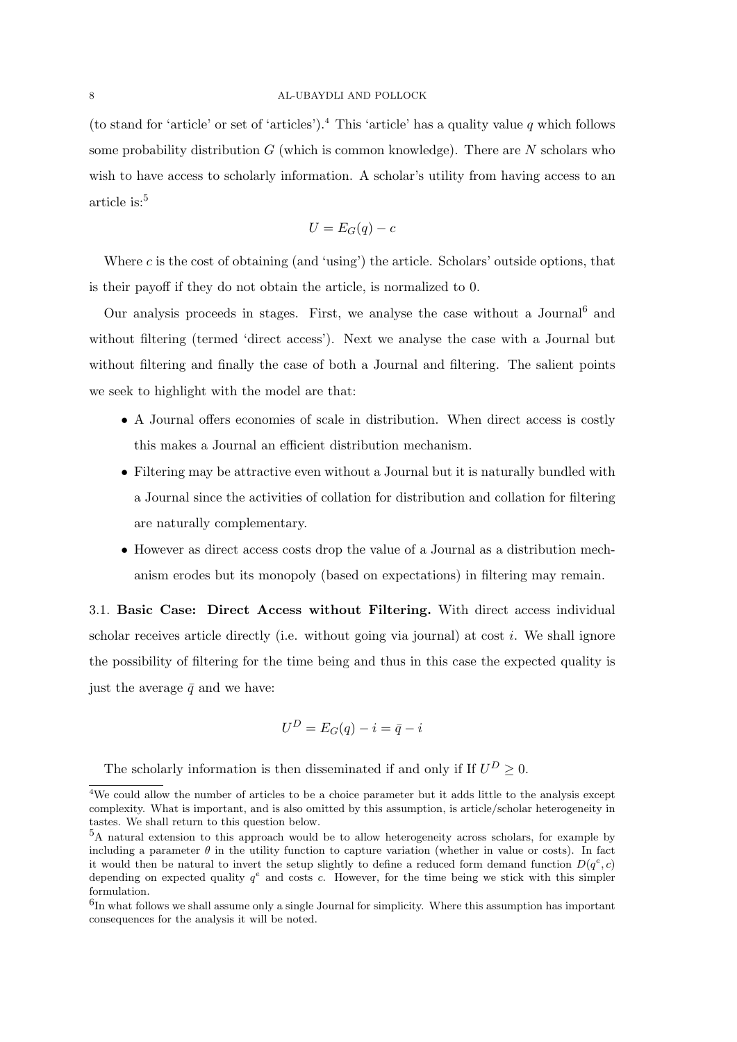(to stand for 'article' or set of 'articles').[4] This 'article' has a quality value $q$ which follows some probability distribution $G$ (which is common knowledge). There are $N$ scholars who wish to have access to scholarly information. A scholar's utility from having access to an article is:[5]

$$U = E_G(q) - c$$

Where $c$ is the cost of obtaining (and 'using') the article. Scholars' outside options, that is their payoff if they do not obtain the article, is normalized to 0.

Our analysis proceeds in stages. First, we analyse the case without a Journal[6] and without filtering (termed 'direct access'). Next we analyse the case with a Journal but without filtering and finally the case of both a Journal and filtering. The salient points we seek to highlight with the model are that:

- A Journal offers economies of scale in distribution. When direct access is costly this makes a Journal an efficient distribution mechanism.
- Filtering may be attractive even without a Journal but it is naturally bundled with a Journal since the activities of collation for distribution and collation for filtering are naturally complementary.
- However as direct access costs drop the value of a Journal as a distribution mechanism erodes but its monopoly (based on expectations) in filtering may remain.

3.1. **Basic Case: Direct Access without Filtering.** With direct access individual scholar receives article directly (i.e. without going via journal) at cost $i$. We shall ignore the possibility of filtering for the time being and thus in this case the expected quality is just the average $\bar{q}$ and we have:

$$U^D = E_G(q) - i = \bar{q} - i$$

The scholarly information is then disseminated if and only if If $U^D \geq 0$.

[4] We could allow the number of articles to be a choice parameter but it adds little to the analysis except complexity. What is important, and is also omitted by this assumption, is article/scholar heterogeneity in tastes. We shall return to this question below.

[5] A natural extension to this approach would be to allow heterogeneity across scholars, for example by including a parameter $\theta$ in the utility function to capture variation (whether in value or costs). In fact it would then be natural to invert the setup slightly to define a reduced form demand function $D(q^e, c)$ depending on expected quality $q^e$ and costs $c$. However, for the time being we stick with this simpler formulation.

[6] In what follows we shall assume only a single Journal for simplicity. Where this assumption has important consequences for the analysis it will be noted.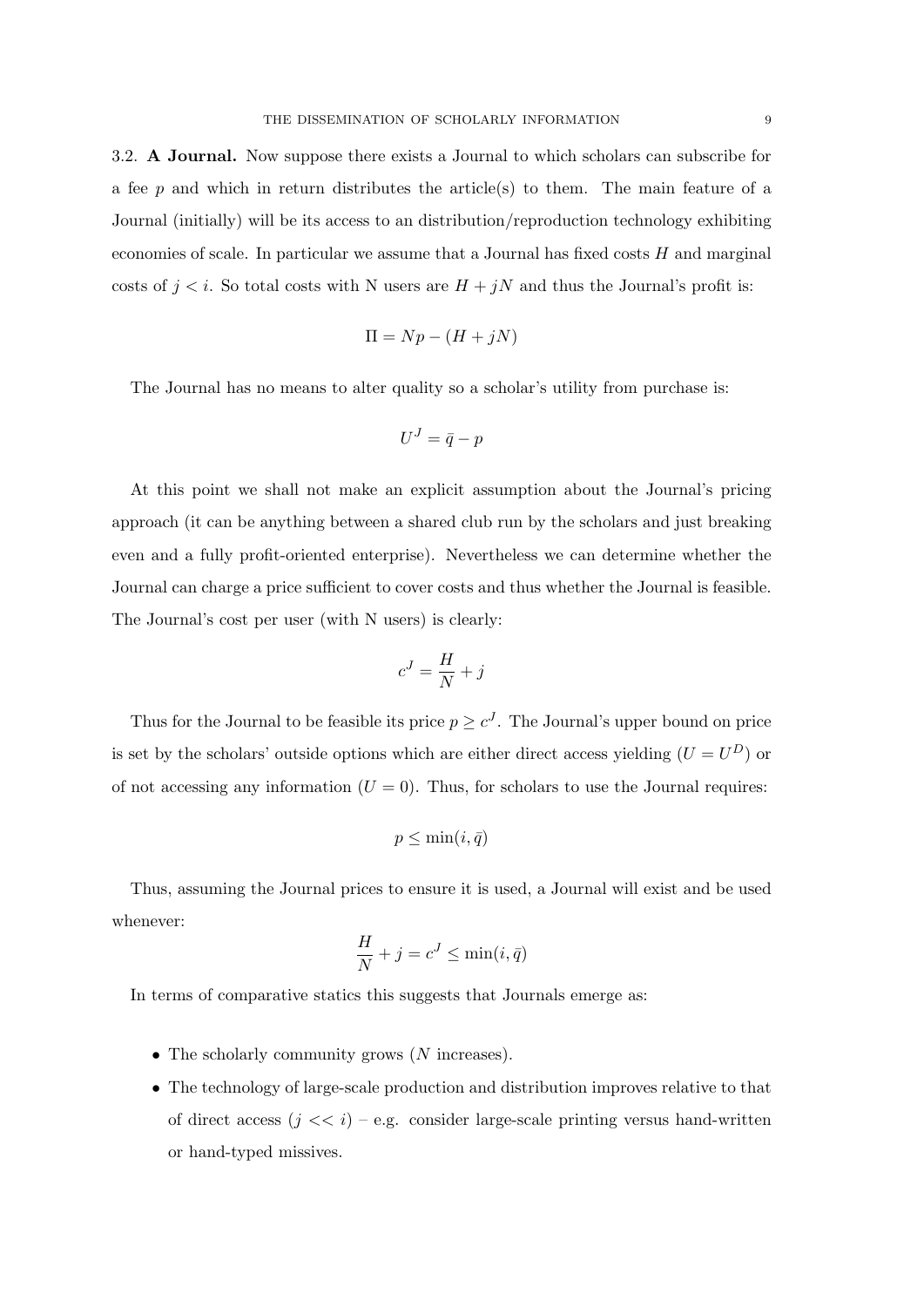3.2. **A Journal.** Now suppose there exists a Journal to which scholars can subscribe for a fee $p$ and which in return distributes the article(s) to them. The main feature of a Journal (initially) will be its access to an distribution/reproduction technology exhibiting economies of scale. In particular we assume that a Journal has fixed costs $H$ and marginal costs of $j < i$. So total costs with N users are $H + jN$ and thus the Journal's profit is:

$$\Pi = Np - (H + jN)$$

The Journal has no means to alter quality so a scholar's utility from purchase is:

$$U^J = \bar{q} - p$$

At this point we shall not make an explicit assumption about the Journal's pricing approach (it can be anything between a shared club run by the scholars and just breaking even and a fully profit-oriented enterprise). Nevertheless we can determine whether the Journal can charge a price sufficient to cover costs and thus whether the Journal is feasible. The Journal's cost per user (with N users) is clearly:

$$c^J = \frac{H}{N} + j$$

Thus for the Journal to be feasible its price $p \geq c^J$. The Journal's upper bound on price is set by the scholars' outside options which are either direct access yielding ($U = U^D$) or of not accessing any information ($U = 0$). Thus, for scholars to use the Journal requires:

$$p \leq \min(i, \bar{q})$$

Thus, assuming the Journal prices to ensure it is used, a Journal will exist and be used whenever:

$$\frac{H}{N} + j = c^J \leq \min(i, \bar{q})$$

In terms of comparative statics this suggests that Journals emerge as:

- The scholarly community grows ($N$ increases).
- The technology of large-scale production and distribution improves relative to that of direct access ($j << i$) – e.g. consider large-scale printing versus hand-written or hand-typed missives.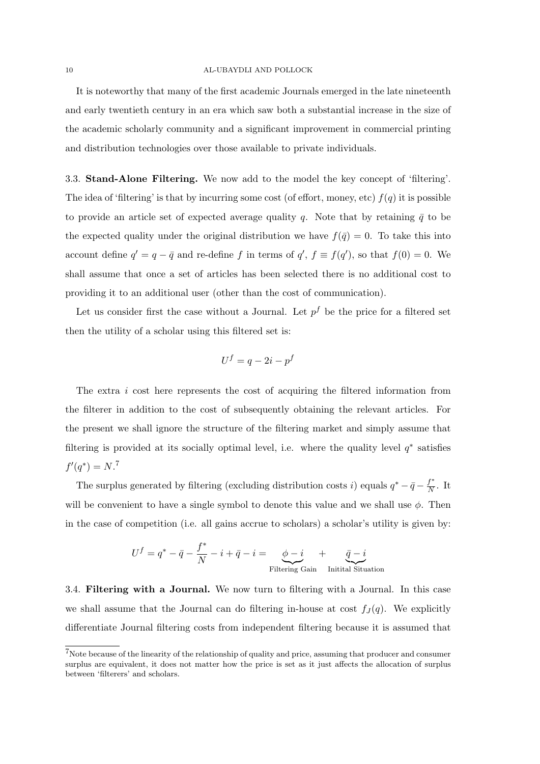It is noteworthy that many of the first academic Journals emerged in the late nineteenth and early twentieth century in an era which saw both a substantial increase in the size of the academic scholarly community and a significant improvement in commercial printing and distribution technologies over those available to private individuals.

3.3. **Stand-Alone Filtering.** We now add to the model the key concept of 'filtering'. The idea of 'filtering' is that by incurring some cost (of effort, money, etc) $f(q)$ it is possible to provide an article set of expected average quality $q$. Note that by retaining $\bar{q}$ to be the expected quality under the original distribution we have $f(\bar{q}) = 0$. To take this into account define $q' = q - \bar{q}$ and re-define $f$ in terms of $q'$, $f \equiv f(q')$, so that $f(0) = 0$. We shall assume that once a set of articles has been selected there is no additional cost to providing it to an additional user (other than the cost of communication).

Let us consider first the case without a Journal. Let $p^f$ be the price for a filtered set then the utility of a scholar using this filtered set is:

$$U^f = q - 2i - p^f$$

The extra $i$ cost here represents the cost of acquiring the filtered information from the filterer in addition to the cost of subsequently obtaining the relevant articles. For the present we shall ignore the structure of the filtering market and simply assume that filtering is provided at its socially optimal level, i.e. where the quality level $q^*$ satisfies $f'(q^*) = N$.[7]

The surplus generated by filtering (excluding distribution costs $i$) equals $q^* - \bar{q} - \frac{f^*}{N}$. It will be convenient to have a single symbol to denote this value and we shall use $\phi$. Then in the case of competition (i.e. all gains accrue to scholars) a scholar's utility is given by:

$$U^f = q^* - \bar{q} - \frac{f^*}{N} - i + \bar{q} - i = \underbrace{\phi - i}_{\text{Filtering Gain}} + \underbrace{\bar{q} - i}_{\text{Initital Situation}}$$

3.4. **Filtering with a Journal.** We now turn to filtering with a Journal. In this case we shall assume that the Journal can do filtering in-house at cost $f_J(q)$. We explicitly differentiate Journal filtering costs from independent filtering because it is assumed that

[7] Note because of the linearity of the relationship of quality and price, assuming that producer and consumer surplus are equivalent, it does not matter how the price is set as it just affects the allocation of surplus between 'filterers' and scholars.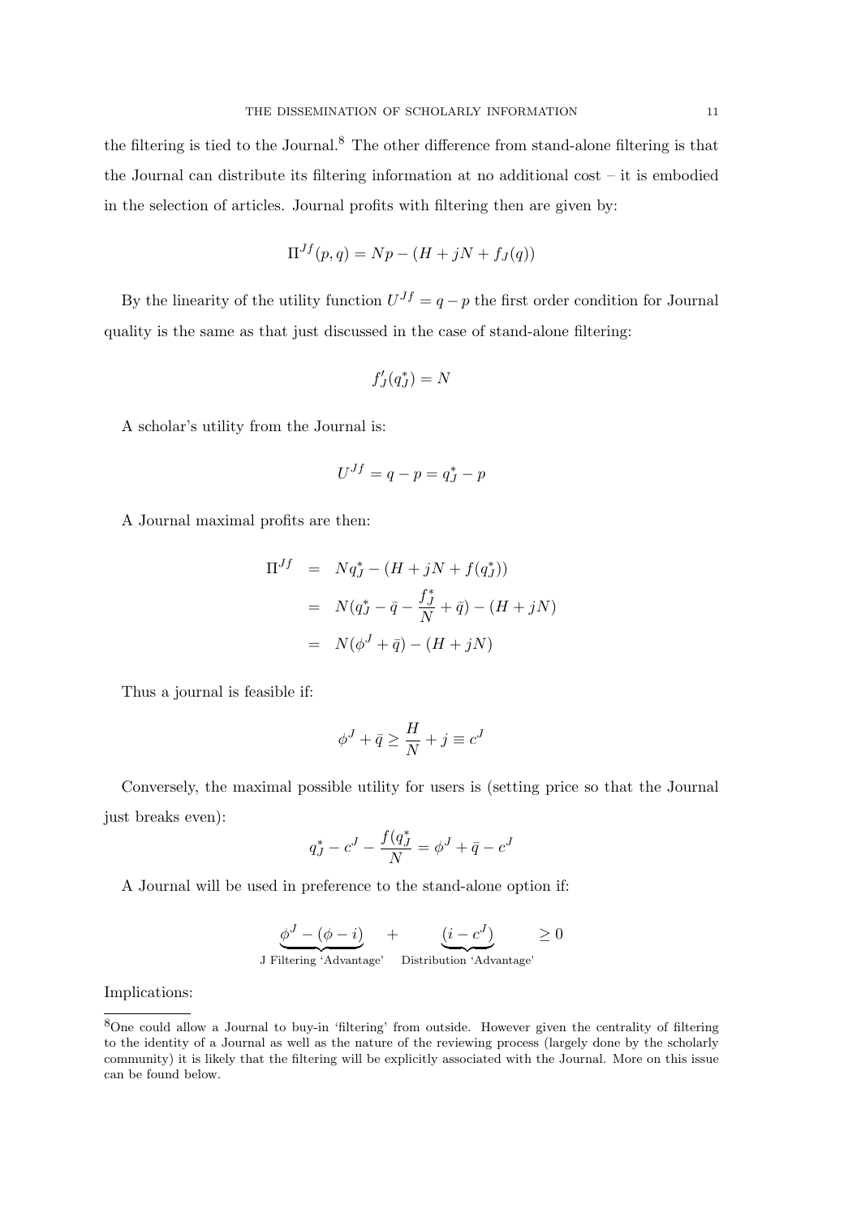the filtering is tied to the Journal.[8] The other difference from stand-alone filtering is that the Journal can distribute its filtering information at no additional cost – it is embodied in the selection of articles. Journal profits with filtering then are given by:

$$\Pi^{Jf}(p, q) = Np - (H + jN + f_J(q))$$

By the linearity of the utility function $U^{Jf} = q - p$ the first order condition for Journal quality is the same as that just discussed in the case of stand-alone filtering:

$$f_J'(q_J^*) = N$$

A scholar's utility from the Journal is:

$$U^{Jf} = q - p = q_J^* - p$$

A Journal maximal profits are then:

$$\begin{aligned}
\Pi^{Jf} &= Nq_J^* - (H + jN + f(q_J^*)) \\
&= N(q_J^* - \bar{q} - \frac{f_J^*}{N} + \bar{q}) - (H + jN) \\
&= N(\phi^J + \bar{q}) - (H + jN)
\end{aligned}$$

Thus a journal is feasible if:

$$\phi^J + \bar{q} \geq \frac{H}{N} + j \equiv c^J$$

Conversely, the maximal possible utility for users is (setting price so that the Journal just breaks even):

$$q_J^* - c^J - \frac{f(q_J^*)}{N} = \phi^J + \bar{q} - c^J$$

A Journal will be used in preference to the stand-alone option if:

$$\underbrace{\phi^J - (\phi - i)}_{\text{J Filtering 'Advantage'}} \quad + \quad \underbrace{(i - c^J)}_{\text{Distribution 'Advantage'}} \quad \geq 0$$

Implications:

[8] One could allow a Journal to buy-in 'filtering' from outside. However given the centrality of filtering to the identity of a Journal as well as the nature of the reviewing process (largely done by the scholarly community) it is likely that the filtering will be explicitly associated with the Journal. More on this issue can be found below.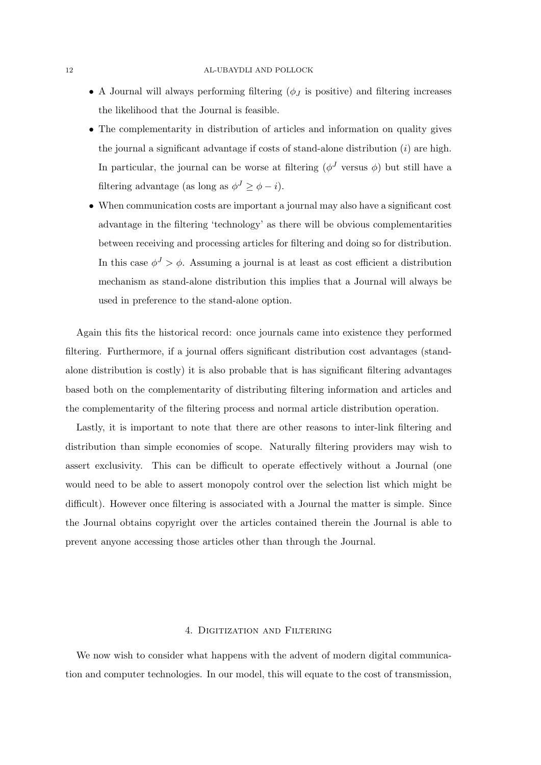- A Journal will always performing filtering ($\phi_J$ is positive) and filtering increases the likelihood that the Journal is feasible.
- The complementarity in distribution of articles and information on quality gives the journal a significant advantage if costs of stand-alone distribution ($i$) are high. In particular, the journal can be worse at filtering ($\phi^J$ versus $\phi$) but still have a filtering advantage (as long as $\phi^J \geq \phi - i$).
- When communication costs are important a journal may also have a significant cost advantage in the filtering 'technology' as there will be obvious complementarities between receiving and processing articles for filtering and doing so for distribution. In this case $\phi^J > \phi$. Assuming a journal is at least as cost efficient a distribution mechanism as stand-alone distribution this implies that a Journal will always be used in preference to the stand-alone option.

Again this fits the historical record: once journals came into existence they performed filtering. Furthermore, if a journal offers significant distribution cost advantages (stand-alone distribution is costly) it is also probable that is has significant filtering advantages based both on the complementarity of distributing filtering information and articles and the complementarity of the filtering process and normal article distribution operation.

Lastly, it is important to note that there are other reasons to inter-link filtering and distribution than simple economies of scope. Naturally filtering providers may wish to assert exclusivity. This can be difficult to operate effectively without a Journal (one would need to be able to assert monopoly control over the selection list which might be difficult). However once filtering is associated with a Journal the matter is simple. Since the Journal obtains copyright over the articles contained therein the Journal is able to prevent anyone accessing those articles other than through the Journal.

## 4. Digitization and Filtering

We now wish to consider what happens with the advent of modern digital communication and computer technologies. In our model, this will equate to the cost of transmission,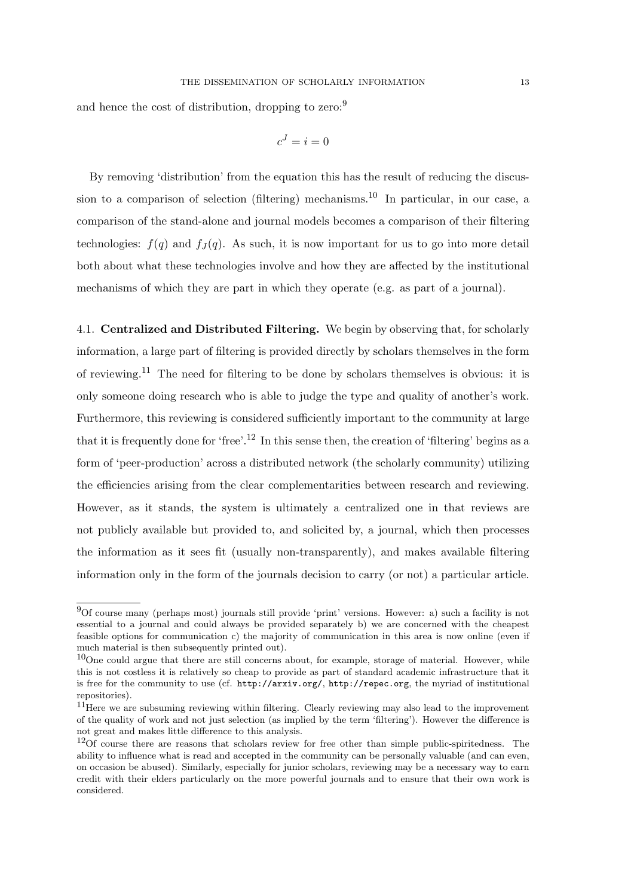and hence the cost of distribution, dropping to zero:[9]

$$c^J = i = 0$$

By removing 'distribution' from the equation this has the result of reducing the discussion to a comparison of selection (filtering) mechanisms.[10] In particular, in our case, a comparison of the stand-alone and journal models becomes a comparison of their filtering technologies: $f(q)$ and $f_J(q)$. As such, it is now important for us to go into more detail both about what these technologies involve and how they are affected by the institutional mechanisms of which they are part in which they operate (e.g. as part of a journal).

4.1. **Centralized and Distributed Filtering.** We begin by observing that, for scholarly information, a large part of filtering is provided directly by scholars themselves in the form of reviewing.[11] The need for filtering to be done by scholars themselves is obvious: it is only someone doing research who is able to judge the type and quality of another's work. Furthermore, this reviewing is considered sufficiently important to the community at large that it is frequently done for 'free'.[12] In this sense then, the creation of 'filtering' begins as a form of 'peer-production' across a distributed network (the scholarly community) utilizing the efficiencies arising from the clear complementarities between research and reviewing. However, as it stands, the system is ultimately a centralized one in that reviews are not publicly available but provided to, and solicited by, a journal, which then processes the information as it sees fit (usually non-transparently), and makes available filtering information only in the form of the journals decision to carry (or not) a particular article.

---

[9]Of course many (perhaps most) journals still provide 'print' versions. However: a) such a facility is not essential to a journal and could always be provided separately b) we are concerned with the cheapest feasible options for communication c) the majority of communication in this area is now online (even if much material is then subsequently printed out).

[10]One could argue that there are still concerns about, for example, storage of material. However, while this is not costless it is relatively so cheap to provide as part of standard academic infrastructure that it is free for the community to use (cf. `http://arxiv.org/`, `http://repec.org`, the myriad of institutional repositories).

[11]Here we are subsuming reviewing within filtering. Clearly reviewing may also lead to the improvement of the quality of work and not just selection (as implied by the term 'filtering'). However the difference is not great and makes little difference to this analysis.

[12]Of course there are reasons that scholars review for free other than simple public-spiritedness. The ability to influence what is read and accepted in the community can be personally valuable (and can even, on occasion be abused). Similarly, especially for junior scholars, reviewing may be a necessary way to earn credit with their elders particularly on the more powerful journals and to ensure that their own work is considered.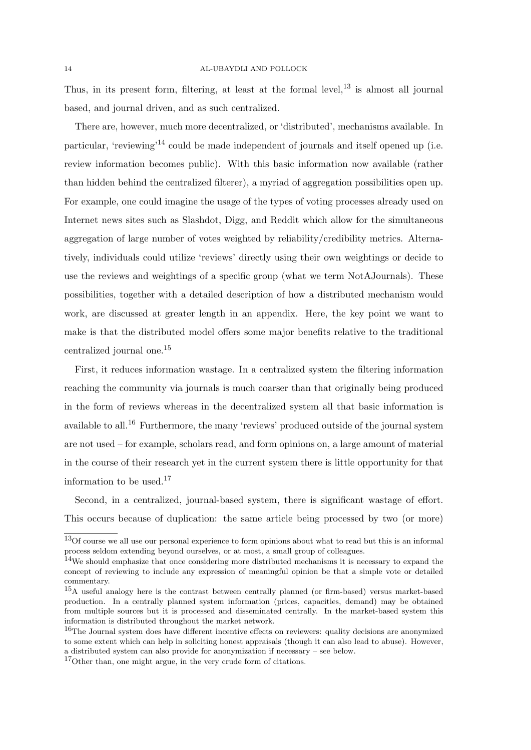Thus, in its present form, filtering, at least at the formal level,[13] is almost all journal based, and journal driven, and as such centralized.

There are, however, much more decentralized, or 'distributed', mechanisms available. In particular, 'reviewing'[14] could be made independent of journals and itself opened up (i.e. review information becomes public). With this basic information now available (rather than hidden behind the centralized filterer), a myriad of aggregation possibilities open up. For example, one could imagine the usage of the types of voting processes already used on Internet news sites such as Slashdot, Digg, and Reddit which allow for the simultaneous aggregation of large number of votes weighted by reliability/credibility metrics. Alternatively, individuals could utilize 'reviews' directly using their own weightings or decide to use the reviews and weightings of a specific group (what we term NotAJournals). These possibilities, together with a detailed description of how a distributed mechanism would work, are discussed at greater length in an appendix. Here, the key point we want to make is that the distributed model offers some major benefits relative to the traditional centralized journal one.[15]

First, it reduces information wastage. In a centralized system the filtering information reaching the community via journals is much coarser than that originally being produced in the form of reviews whereas in the decentralized system all that basic information is available to all.[16] Furthermore, the many 'reviews' produced outside of the journal system are not used – for example, scholars read, and form opinions on, a large amount of material in the course of their research yet in the current system there is little opportunity for that information to be used.[17]

Second, in a centralized, journal-based system, there is significant wastage of effort. This occurs because of duplication: the same article being processed by two (or more)

---

[13] Of course we all use our personal experience to form opinions about what to read but this is an informal process seldom extending beyond ourselves, or at most, a small group of colleagues.

[14] We should emphasize that once considering more distributed mechanisms it is necessary to expand the concept of reviewing to include any expression of meaningful opinion be that a simple vote or detailed commentary.

[15] A useful analogy here is the contrast between centrally planned (or firm-based) versus market-based production. In a centrally planned system information (prices, capacities, demand) may be obtained from multiple sources but it is processed and disseminated centrally. In the market-based system this information is distributed throughout the market network.

[16] The Journal system does have different incentive effects on reviewers: quality decisions are anonymized to some extent which can help in soliciting honest appraisals (though it can also lead to abuse). However, a distributed system can also provide for anonymization if necessary – see below.

[17] Other than, one might argue, in the very crude form of citations.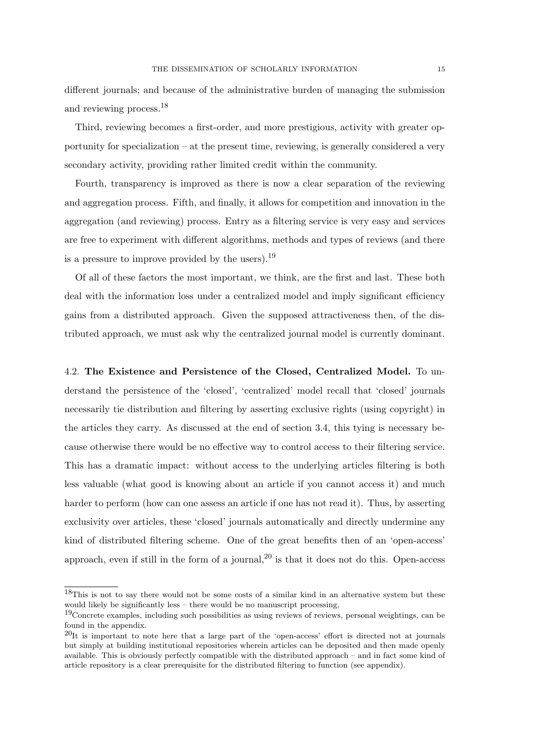different journals; and because of the administrative burden of managing the submission and reviewing process.[18]

Third, reviewing becomes a first-order, and more prestigious, activity with greater opportunity for specialization – at the present time, reviewing, is generally considered a very secondary activity, providing rather limited credit within the community.

Fourth, transparency is improved as there is now a clear separation of the reviewing and aggregation process. Fifth, and finally, it allows for competition and innovation in the aggregation (and reviewing) process. Entry as a filtering service is very easy and services are free to experiment with different algorithms, methods and types of reviews (and there is a pressure to improve provided by the users).[19]

Of all of these factors the most important, we think, are the first and last. These both deal with the information loss under a centralized model and imply significant efficiency gains from a distributed approach. Given the supposed attractiveness then, of the distributed approach, we must ask why the centralized journal model is currently dominant.

4.2. **The Existence and Persistence of the Closed, Centralized Model.** To understand the persistence of the 'closed', 'centralized' model recall that 'closed' journals necessarily tie distribution and filtering by asserting exclusive rights (using copyright) in the articles they carry. As discussed at the end of section 3.4, this tying is necessary because otherwise there would be no effective way to control access to their filtering service. This has a dramatic impact: without access to the underlying articles filtering is both less valuable (what good is knowing about an article if you cannot access it) and much harder to perform (how can one assess an article if one has not read it). Thus, by asserting exclusivity over articles, these 'closed' journals automatically and directly undermine any kind of distributed filtering scheme. One of the great benefits then of an 'open-access' approach, even if still in the form of a journal,[20] is that it does not do this. Open-access

---

[18]This is not to say there would not be some costs of a similar kind in an alternative system but these would likely be significantly less – there would be no manuscript processing,

[19]Concrete examples, including such possibilities as using reviews of reviews, personal weightings, can be found in the appendix.

[20]It is important to note here that a large part of the 'open-access' effort is directed not at journals but simply at building institutional repositories wherein articles can be deposited and then made openly available. This is obviously perfectly compatible with the distributed approach – and in fact some kind of article repository is a clear prerequisite for the distributed filtering to function (see appendix).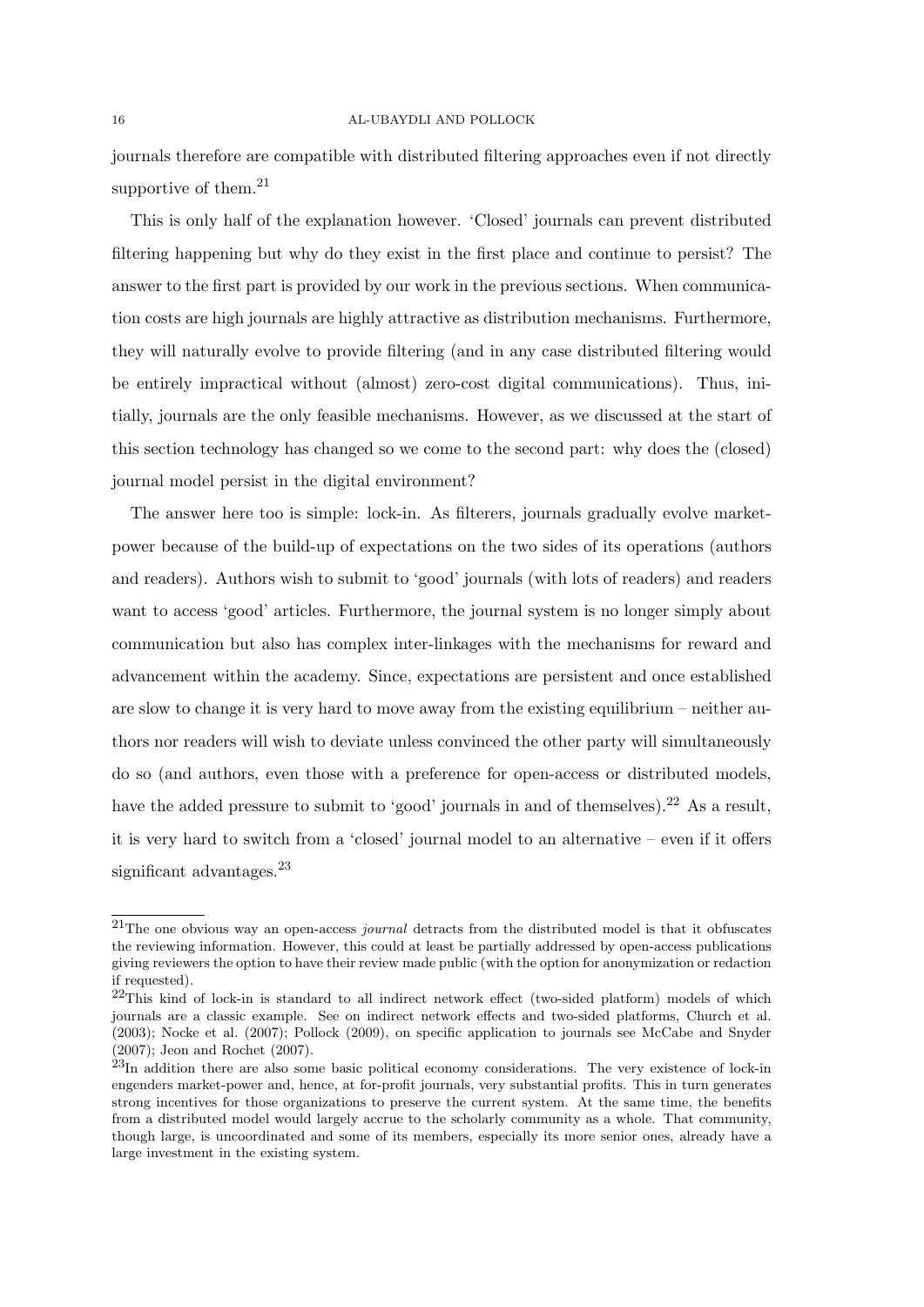journals therefore are compatible with distributed filtering approaches even if not directly supportive of them.[21]

This is only half of the explanation however. 'Closed' journals can prevent distributed filtering happening but why do they exist in the first place and continue to persist? The answer to the first part is provided by our work in the previous sections. When communication costs are high journals are highly attractive as distribution mechanisms. Furthermore, they will naturally evolve to provide filtering (and in any case distributed filtering would be entirely impractical without (almost) zero-cost digital communications). Thus, initially, journals are the only feasible mechanisms. However, as we discussed at the start of this section technology has changed so we come to the second part: why does the (closed) journal model persist in the digital environment?

The answer here too is simple: lock-in. As filterers, journals gradually evolve market-power because of the build-up of expectations on the two sides of its operations (authors and readers). Authors wish to submit to 'good' journals (with lots of readers) and readers want to access 'good' articles. Furthermore, the journal system is no longer simply about communication but also has complex inter-linkages with the mechanisms for reward and advancement within the academy. Since, expectations are persistent and once established are slow to change it is very hard to move away from the existing equilibrium – neither authors nor readers will wish to deviate unless convinced the other party will simultaneously do so (and authors, even those with a preference for open-access or distributed models, have the added pressure to submit to 'good' journals in and of themselves).[22] As a result, it is very hard to switch from a 'closed' journal model to an alternative – even if it offers significant advantages.[23]

---

[21] The one obvious way an open-access *journal* detracts from the distributed model is that it obfuscates the reviewing information. However, this could at least be partially addressed by open-access publications giving reviewers the option to have their review made public (with the option for anonymization or redaction if requested).

[22] This kind of lock-in is standard to all indirect network effect (two-sided platform) models of which journals are a classic example. See on indirect network effects and two-sided platforms, Church et al. (2003); Nocke et al. (2007); Pollock (2009), on specific application to journals see McCabe and Snyder (2007); Jeon and Rochet (2007).

[23] In addition there are also some basic political economy considerations. The very existence of lock-in engenders market-power and, hence, at for-profit journals, very substantial profits. This in turn generates strong incentives for those organizations to preserve the current system. At the same time, the benefits from a distributed model would largely accrue to the scholarly community as a whole. That community, though large, is uncoordinated and some of its members, especially its more senior ones, already have a large investment in the existing system.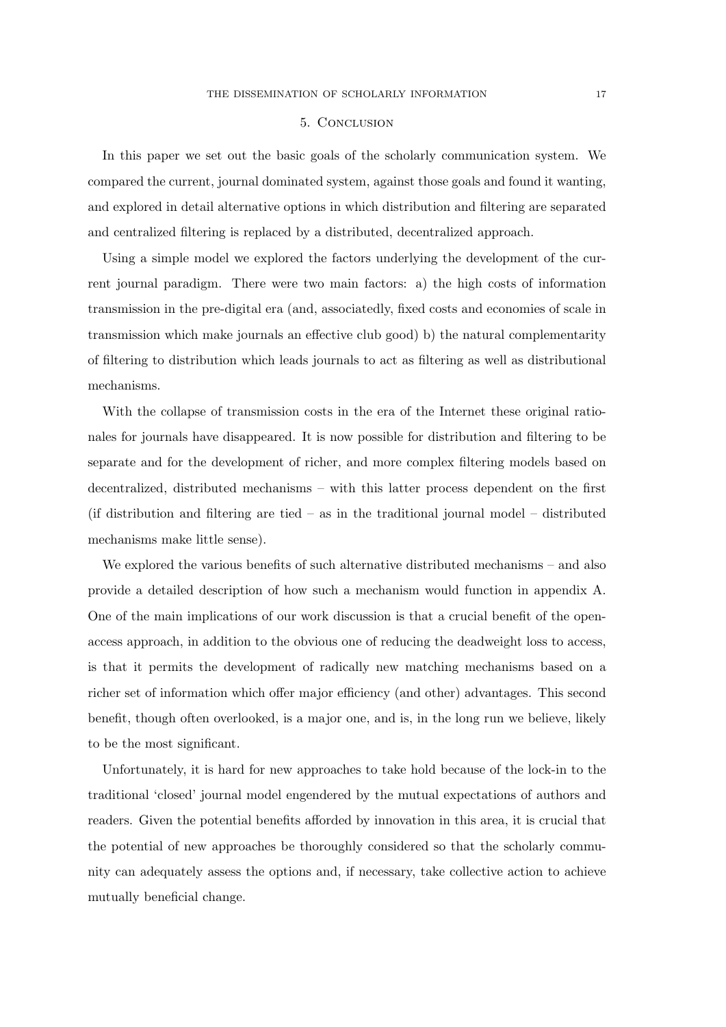## 5. Conclusion

In this paper we set out the basic goals of the scholarly communication system. We compared the current, journal dominated system, against those goals and found it wanting, and explored in detail alternative options in which distribution and filtering are separated and centralized filtering is replaced by a distributed, decentralized approach.

Using a simple model we explored the factors underlying the development of the current journal paradigm. There were two main factors: a) the high costs of information transmission in the pre-digital era (and, associatedly, fixed costs and economies of scale in transmission which make journals an effective club good) b) the natural complementarity of filtering to distribution which leads journals to act as filtering as well as distributional mechanisms.

With the collapse of transmission costs in the era of the Internet these original rationales for journals have disappeared. It is now possible for distribution and filtering to be separate and for the development of richer, and more complex filtering models based on decentralized, distributed mechanisms – with this latter process dependent on the first (if distribution and filtering are tied – as in the traditional journal model – distributed mechanisms make little sense).

We explored the various benefits of such alternative distributed mechanisms – and also provide a detailed description of how such a mechanism would function in appendix A. One of the main implications of our work discussion is that a crucial benefit of the open-access approach, in addition to the obvious one of reducing the deadweight loss to access, is that it permits the development of radically new matching mechanisms based on a richer set of information which offer major efficiency (and other) advantages. This second benefit, though often overlooked, is a major one, and is, in the long run we believe, likely to be the most significant.

Unfortunately, it is hard for new approaches to take hold because of the lock-in to the traditional 'closed' journal model engendered by the mutual expectations of authors and readers. Given the potential benefits afforded by innovation in this area, it is crucial that the potential of new approaches be thoroughly considered so that the scholarly community can adequately assess the options and, if necessary, take collective action to achieve mutually beneficial change.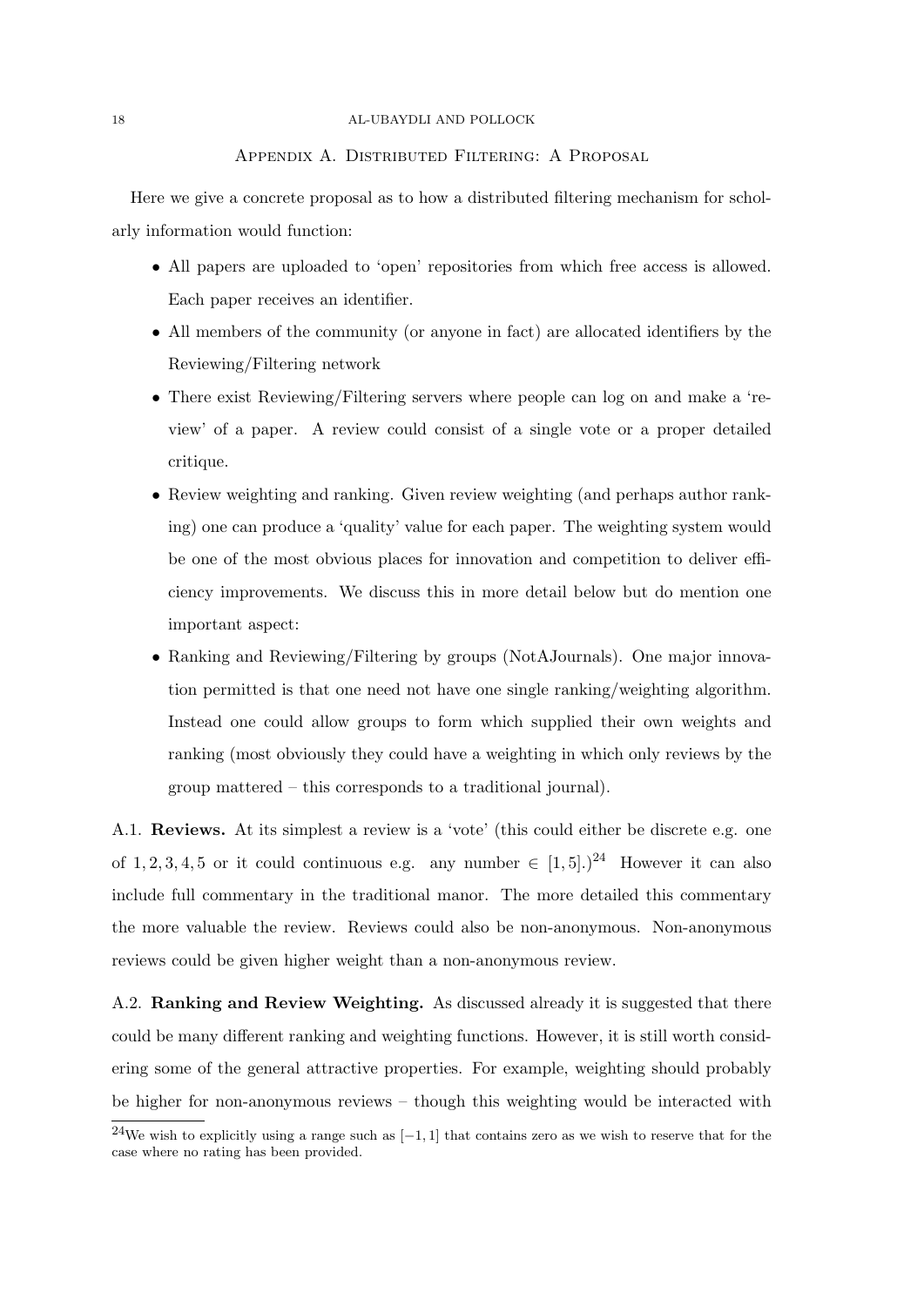## Appendix A. Distributed Filtering: A Proposal

Here we give a concrete proposal as to how a distributed filtering mechanism for scholarly information would function:

- All papers are uploaded to 'open' repositories from which free access is allowed. Each paper receives an identifier.
- All members of the community (or anyone in fact) are allocated identifiers by the Reviewing/Filtering network
- There exist Reviewing/Filtering servers where people can log on and make a 'review' of a paper. A review could consist of a single vote or a proper detailed critique.
- Review weighting and ranking. Given review weighting (and perhaps author ranking) one can produce a 'quality' value for each paper. The weighting system would be one of the most obvious places for innovation and competition to deliver efficiency improvements. We discuss this in more detail below but do mention one important aspect:
- Ranking and Reviewing/Filtering by groups (NotAJournals). One major innovation permitted is that one need not have one single ranking/weighting algorithm. Instead one could allow groups to form which supplied their own weights and ranking (most obviously they could have a weighting in which only reviews by the group mattered – this corresponds to a traditional journal).

A.1. **Reviews.** At its simplest a review is a 'vote' (this could either be discrete e.g. one of $1, 2, 3, 4, 5$ or it could continuous e.g. any number $\in [1, 5]$.)[24] However it can also include full commentary in the traditional manor. The more detailed this commentary the more valuable the review. Reviews could also be non-anonymous. Non-anonymous reviews could be given higher weight than a non-anonymous review.

A.2. **Ranking and Review Weighting.** As discussed already it is suggested that there could be many different ranking and weighting functions. However, it is still worth considering some of the general attractive properties. For example, weighting should probably be higher for non-anonymous reviews – though this weighting would be interacted with

[24]We wish to explicitly using a range such as $[-1, 1]$ that contains zero as we wish to reserve that for the case where no rating has been provided.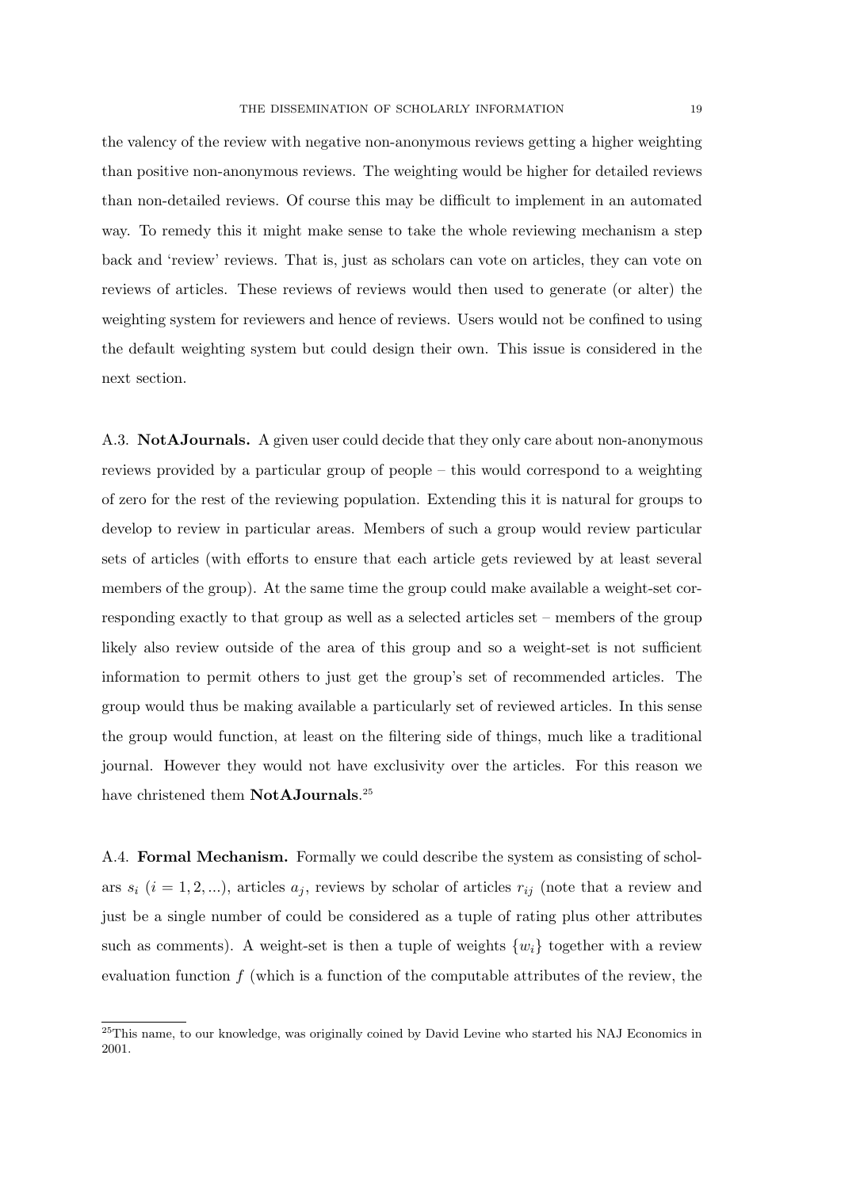the valency of the review with negative non-anonymous reviews getting a higher weighting than positive non-anonymous reviews. The weighting would be higher for detailed reviews than non-detailed reviews. Of course this may be difficult to implement in an automated way. To remedy this it might make sense to take the whole reviewing mechanism a step back and 'review' reviews. That is, just as scholars can vote on articles, they can vote on reviews of articles. These reviews of reviews would then used to generate (or alter) the weighting system for reviewers and hence of reviews. Users would not be confined to using the default weighting system but could design their own. This issue is considered in the next section.

A.3. **NotAJournals.** A given user could decide that they only care about non-anonymous reviews provided by a particular group of people – this would correspond to a weighting of zero for the rest of the reviewing population. Extending this it is natural for groups to develop to review in particular areas. Members of such a group would review particular sets of articles (with efforts to ensure that each article gets reviewed by at least several members of the group). At the same time the group could make available a weight-set corresponding exactly to that group as well as a selected articles set – members of the group likely also review outside of the area of this group and so a weight-set is not sufficient information to permit others to just get the group's set of recommended articles. The group would thus be making available a particularly set of reviewed articles. In this sense the group would function, at least on the filtering side of things, much like a traditional journal. However they would not have exclusivity over the articles. For this reason we have christened them **NotAJournals**.[25]

A.4. **Formal Mechanism.** Formally we could describe the system as consisting of scholars $s_i$ ($i = 1, 2, ...$), articles $a_j$, reviews by scholar of articles $r_{ij}$ (note that a review and just be a single number of could be considered as a tuple of rating plus other attributes such as comments). A weight-set is then a tuple of weights $\{w_i\}$ together with a review evaluation function $f$ (which is a function of the computable attributes of the review, the

[25]This name, to our knowledge, was originally coined by David Levine who started his NAJ Economics in 2001.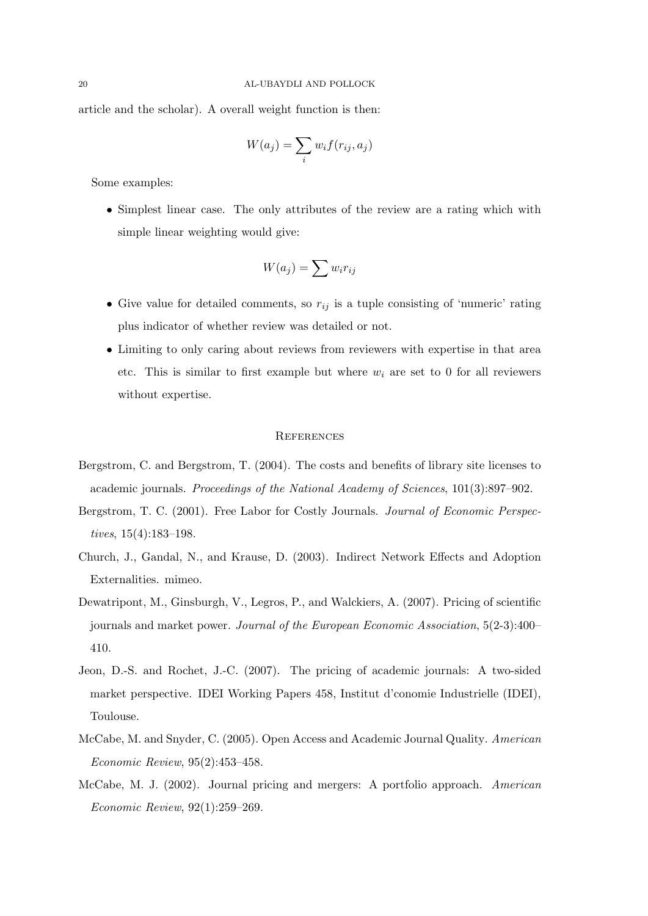article and the scholar). A overall weight function is then:

$$W(a_j) = \sum_i w_i f(r_{ij}, a_j)$$

Some examples:

- Simplest linear case. The only attributes of the review are a rating which with simple linear weighting would give:

$$W(a_j) = \sum w_i r_{ij}$$

- Give value for detailed comments, so $r_{ij}$ is a tuple consisting of 'numeric' rating plus indicator of whether review was detailed or not.
- Limiting to only caring about reviews from reviewers with expertise in that area etc. This is similar to first example but where $w_i$ are set to 0 for all reviewers without expertise.

## References

Bergstrom, C. and Bergstrom, T. (2004). The costs and benefits of library site licenses to academic journals. *Proceedings of the National Academy of Sciences*, 101(3):897–902.

Bergstrom, T. C. (2001). Free Labor for Costly Journals. *Journal of Economic Perspectives*, 15(4):183–198.

Church, J., Gandal, N., and Krause, D. (2003). Indirect Network Effects and Adoption Externalities. mimeo.

Dewatripont, M., Ginsburgh, V., Legros, P., and Walckiers, A. (2007). Pricing of scientific journals and market power. *Journal of the European Economic Association*, 5(2-3):400–410.

Jeon, D.-S. and Rochet, J.-C. (2007). The pricing of academic journals: A two-sided market perspective. IDEI Working Papers 458, Institut d'conomie Industrielle (IDEI), Toulouse.

McCabe, M. and Snyder, C. (2005). Open Access and Academic Journal Quality. *American Economic Review*, 95(2):453–458.

McCabe, M. J. (2002). Journal pricing and mergers: A portfolio approach. *American Economic Review*, 92(1):259–269.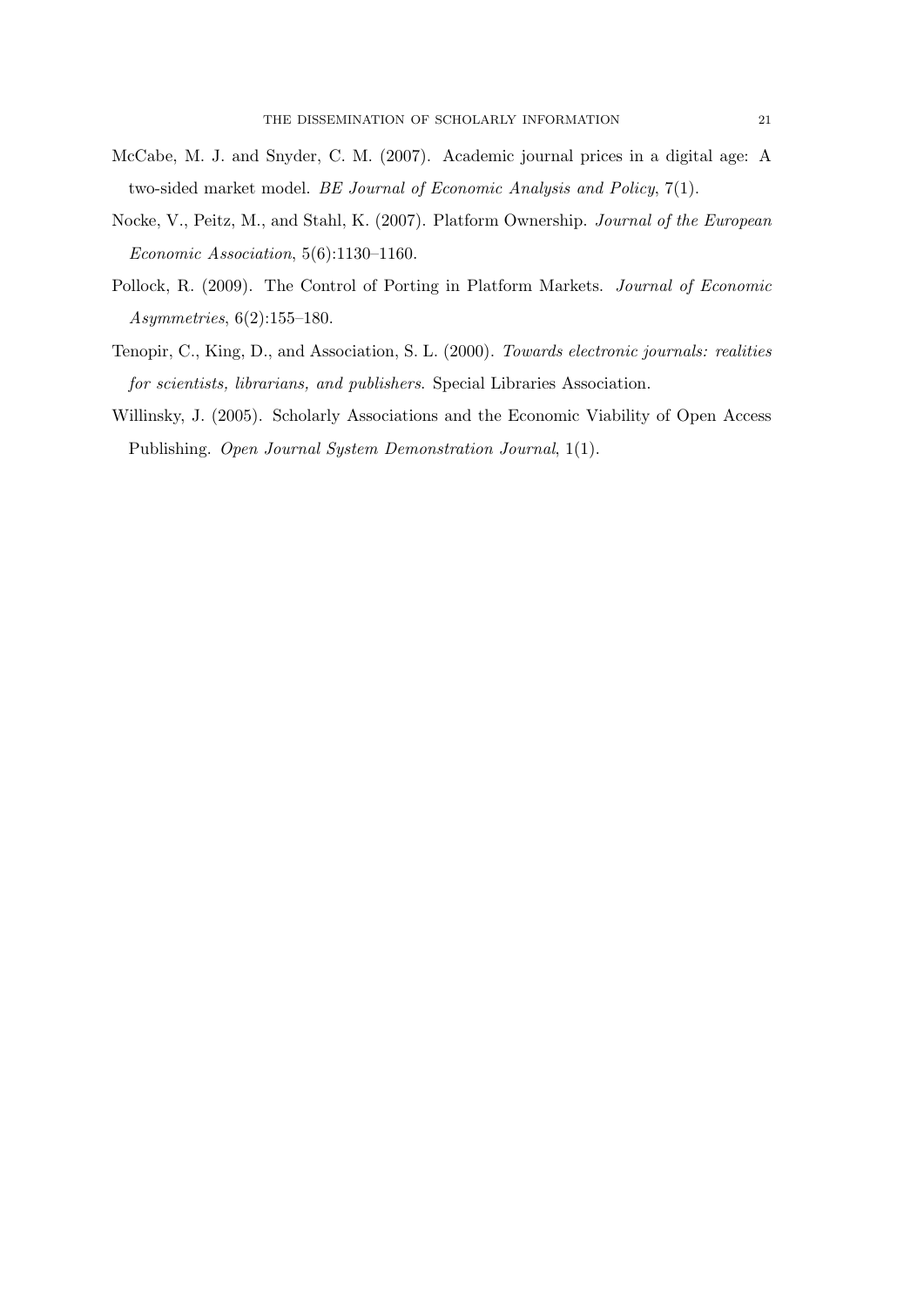McCabe, M. J. and Snyder, C. M. (2007). Academic journal prices in a digital age: A two-sided market model. *BE Journal of Economic Analysis and Policy*, 7(1).

Nocke, V., Peitz, M., and Stahl, K. (2007). Platform Ownership. *Journal of the European Economic Association*, 5(6):1130–1160.

Pollock, R. (2009). The Control of Porting in Platform Markets. *Journal of Economic Asymmetries*, 6(2):155–180.

Tenopir, C., King, D., and Association, S. L. (2000). *Towards electronic journals: realities for scientists, librarians, and publishers*. Special Libraries Association.

Willinsky, J. (2005). Scholarly Associations and the Economic Viability of Open Access Publishing. *Open Journal System Demonstration Journal*, 1(1).